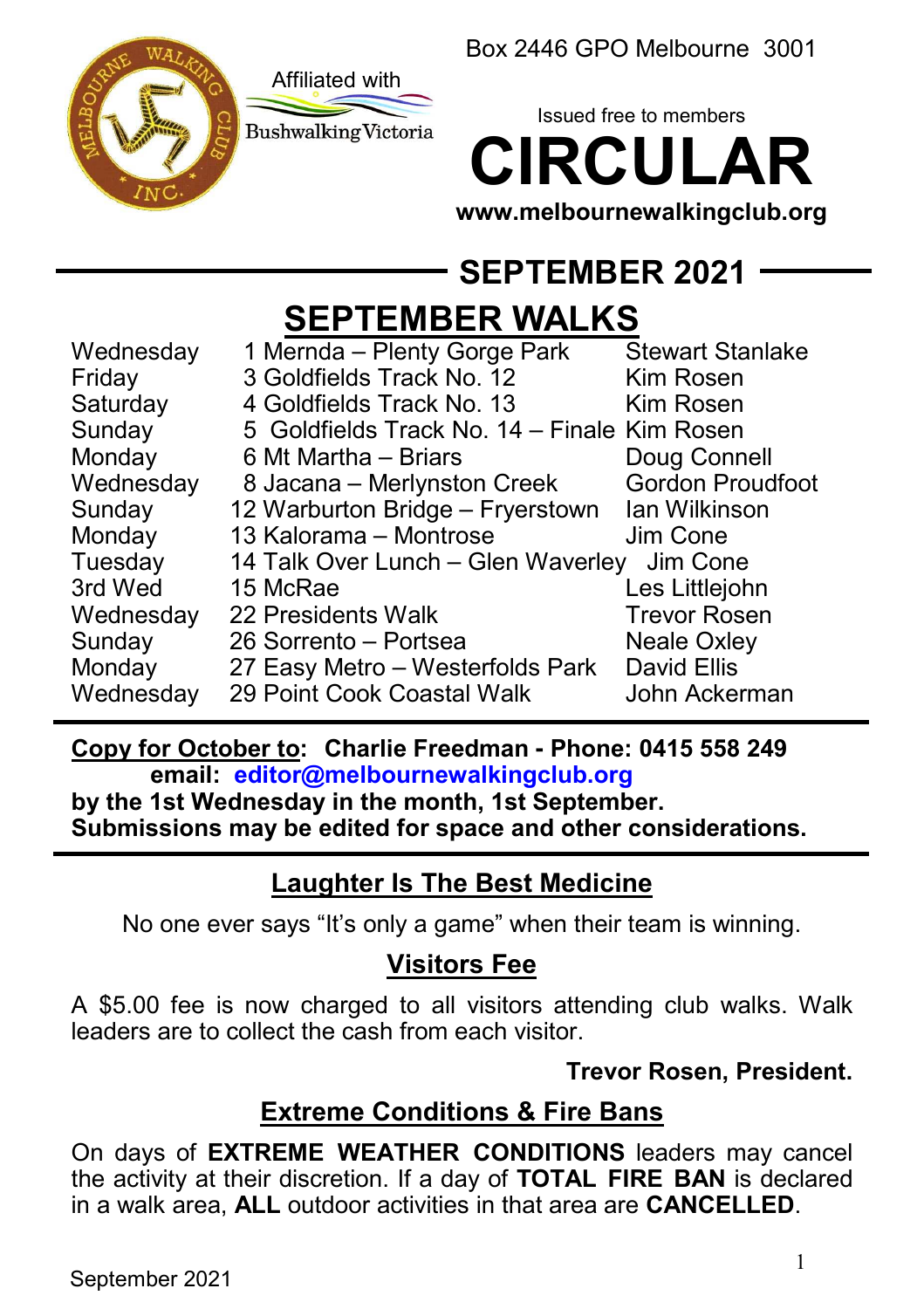Affiliated with Bushwalking Victoria

Box 2446 GPO Melbourne 3001

Issued free to members

# CIRCULAR

**www.melbournewalkingclub.org**

## SEPTEMBER 2021

## SEPTEMBER WALKS

| | | |
|---|---|---|
| Wednesday | 1 Mernda – Plenty Gorge Park | Stewart Stanlake |
| Friday | 3 Goldfields Track No. 12 | Kim Rosen |
| Saturday | 4 Goldfields Track No. 13 | Kim Rosen |
| Sunday | 5 Goldfields Track No. 14 – Finale | Kim Rosen |
| Monday | 6 Mt Martha – Briars | Doug Connell |
| Wednesday | 8 Jacana – Merlynston Creek | Gordon Proudfoot |
| Sunday | 12 Warburton Bridge – Fryerstown | Ian Wilkinson |
| Monday | 13 Kalorama – Montrose | Jim Cone |
| Tuesday | 14 Talk Over Lunch – Glen Waverley | Jim Cone |
| 3rd Wed | 15 McRae | Les Littlejohn |
| Wednesday | 22 Presidents Walk | Trevor Rosen |
| Sunday | 26 Sorrento – Portsea | Neale Oxley |
| Monday | 27 Easy Metro – Westerfolds Park | David Ellis |
| Wednesday | 29 Point Cook Coastal Walk | John Ackerman |

**Copy for October to: Charlie Freedman - Phone: 0415 558 249**
**email: editor@melbournewalkingclub.org**
**by the 1st Wednesday in the month, 1st September.**
**Submissions may be edited for space and other considerations.**

### Laughter Is The Best Medicine

No one ever says "It's only a game" when their team is winning.

### Visitors Fee

A $5.00 fee is now charged to all visitors attending club walks. Walk leaders are to collect the cash from each visitor.

**Trevor Rosen, President.**

### Extreme Conditions & Fire Bans

On days of **EXTREME WEATHER CONDITIONS** leaders may cancel the activity at their discretion. If a day of **TOTAL FIRE BAN** is declared in a walk area, **ALL** outdoor activities in that area are **CANCELLED**.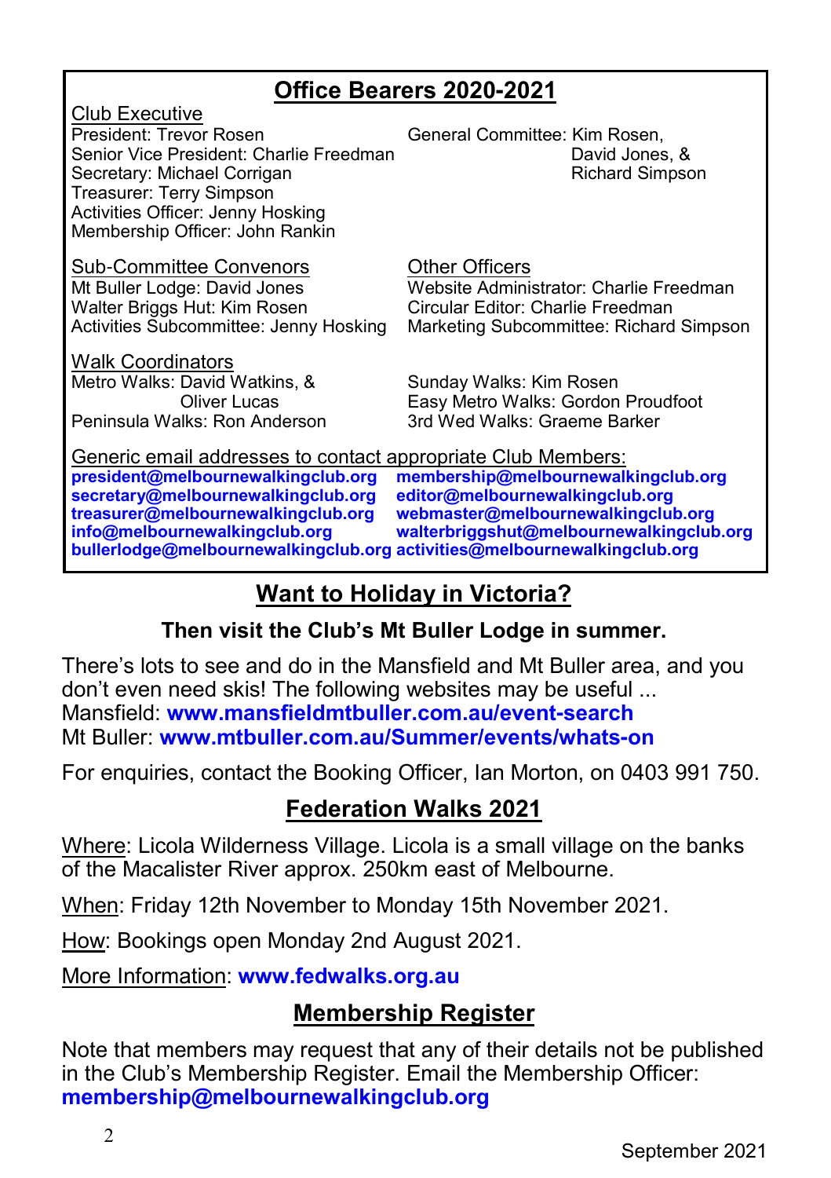## Office Bearers 2020-2021

**Club Executive**

President: Trevor Rosen
Senior Vice President: Charlie Freedman
Secretary: Michael Corrigan
Treasurer: Terry Simpson
Activities Officer: Jenny Hosking
Membership Officer: John Rankin

General Committee: Kim Rosen, David Jones, & Richard Simpson

**Sub-Committee Convenors**

Mt Buller Lodge: David Jones
Walter Briggs Hut: Kim Rosen
Activities Subcommittee: Jenny Hosking

**Other Officers**

Website Administrator: Charlie Freedman
Circular Editor: Charlie Freedman
Marketing Subcommittee: Richard Simpson

**Walk Coordinators**

Metro Walks: David Watkins, & Oliver Lucas
Peninsula Walks: Ron Anderson
Sunday Walks: Kim Rosen
Easy Metro Walks: Gordon Proudfoot
3rd Wed Walks: Graeme Barker

**Generic email addresses to contact appropriate Club Members:**

**president@melbournewalkingclub.org**
**secretary@melbournewalkingclub.org**
**treasurer@melbournewalkingclub.org**
**info@melbournewalkingclub.org**
**bullerlodge@melbournewalkingclub.org**
**membership@melbournewalkingclub.org**
**editor@melbournewalkingclub.org**
**webmaster@melbournewalkingclub.org**
**walterbriggshut@melbournewalkingclub.org**
**activities@melbournewalkingclub.org**

## Want to Holiday in Victoria?

**Then visit the Club's Mt Buller Lodge in summer.**

There's lots to see and do in the Mansfield and Mt Buller area, and you don't even need skis! The following websites may be useful ...
Mansfield: **www.mansfieldmtbuller.com.au/event-search**
Mt Buller: **www.mtbuller.com.au/Summer/events/whats-on**

For enquiries, contact the Booking Officer, Ian Morton, on 0403 991 750.

## Federation Walks 2021

Where: Licola Wilderness Village. Licola is a small village on the banks of the Macalister River approx. 250km east of Melbourne.

When: Friday 12th November to Monday 15th November 2021.

How: Bookings open Monday 2nd August 2021.

More Information: **www.fedwalks.org.au**

## Membership Register

Note that members may request that any of their details not be published in the Club's Membership Register. Email the Membership Officer: **membership@melbournewalkingclub.org**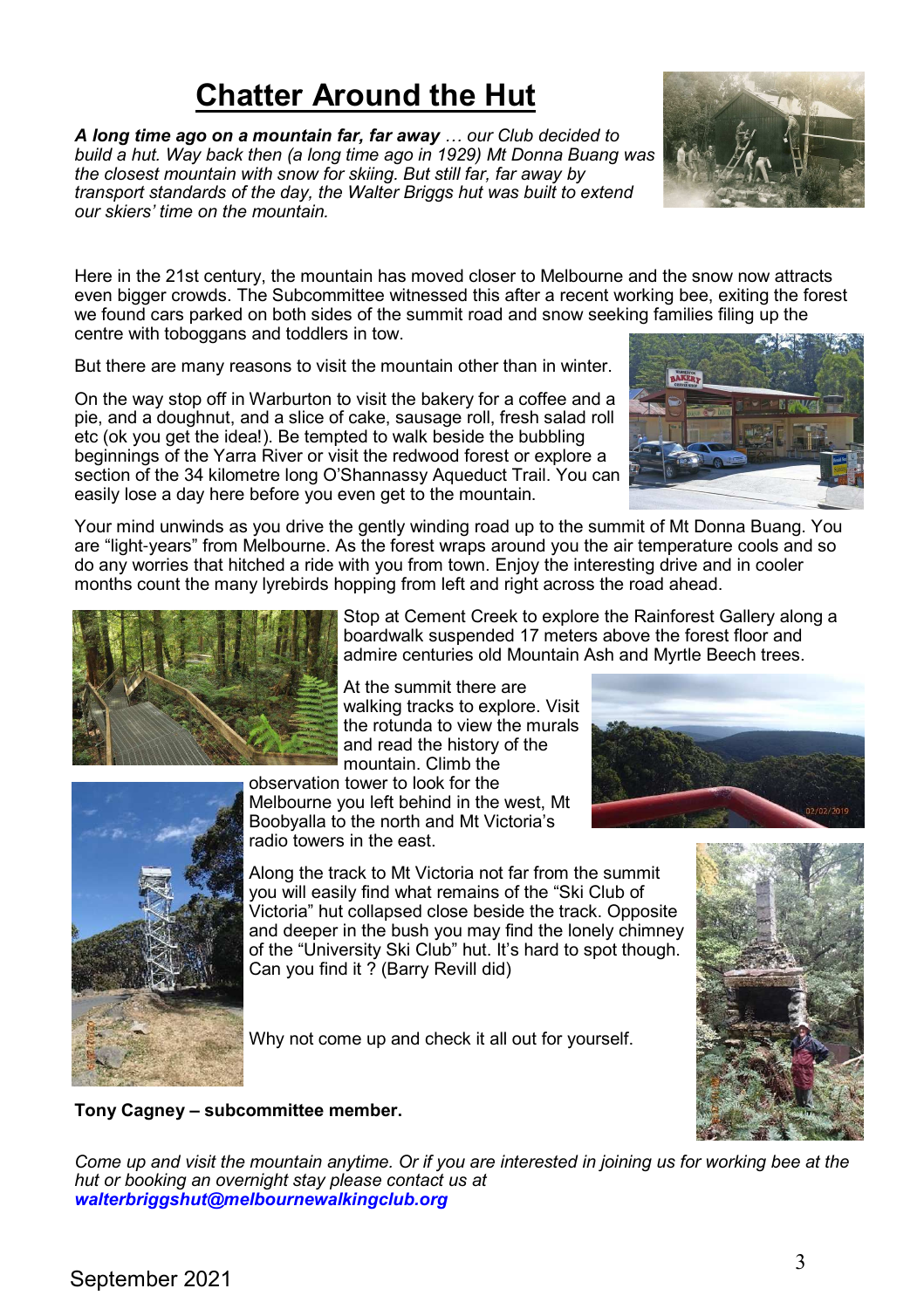# Chatter Around the Hut

***A long time ago on a mountain far, far away** … our Club decided to build a hut. Way back then (a long time ago in 1929) Mt Donna Buang was the closest mountain with snow for skiing. But still far, far away by transport standards of the day, the Walter Briggs hut was built to extend our skiers' time on the mountain.*

Here in the 21st century, the mountain has moved closer to Melbourne and the snow now attracts even bigger crowds. The Subcommittee witnessed this after a recent working bee, exiting the forest we found cars parked on both sides of the summit road and snow seeking families filing up the centre with toboggans and toddlers in tow.

But there are many reasons to visit the mountain other than in winter.

On the way stop off in Warburton to visit the bakery for a coffee and a pie, and a doughnut, and a slice of cake, sausage roll, fresh salad roll etc (ok you get the idea!). Be tempted to walk beside the bubbling beginnings of the Yarra River or visit the redwood forest or explore a section of the 34 kilometre long O'Shannassy Aqueduct Trail. You can easily lose a day here before you even get to the mountain.

Your mind unwinds as you drive the gently winding road up to the summit of Mt Donna Buang. You are "light-years" from Melbourne. As the forest wraps around you the air temperature cools and so do any worries that hitched a ride with you from town. Enjoy the interesting drive and in cooler months count the many lyrebirds hopping from left and right across the road ahead.

Stop at Cement Creek to explore the Rainforest Gallery along a boardwalk suspended 17 meters above the forest floor and admire centuries old Mountain Ash and Myrtle Beech trees.

At the summit there are walking tracks to explore. Visit the rotunda to view the murals and read the history of the mountain. Climb the observation tower to look for the Melbourne you left behind in the west, Mt Boobyalla to the north and Mt Victoria's radio towers in the east.

Along the track to Mt Victoria not far from the summit you will easily find what remains of the "Ski Club of Victoria" hut collapsed close beside the track. Opposite and deeper in the bush you may find the lonely chimney of the "University Ski Club" hut. It's hard to spot though. Can you find it ? (Barry Revill did)

Why not come up and check it all out for yourself.

**Tony Cagney – subcommittee member.**

*Come up and visit the mountain anytime. Or if you are interested in joining us for working bee at the hut or booking an overnight stay please contact us at* ***walterbriggshut@melbournewalkingclub.org***

September 2021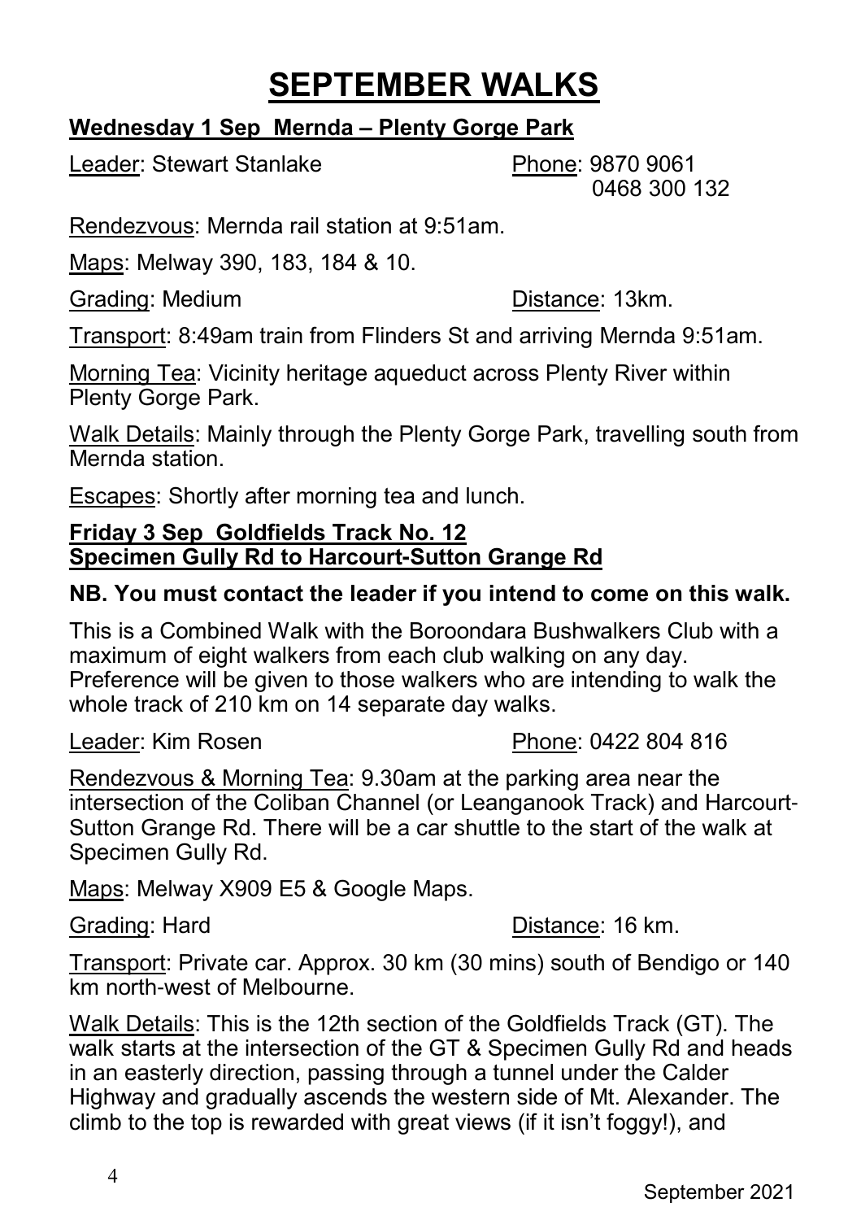# SEPTEMBER WALKS

## Wednesday 1 Sep  Mernda – Plenty Gorge Park

Leader: Stewart Stanlake  
Phone: 9870 9061  
0468 300 132

Rendezvous: Mernda rail station at 9:51am.

Maps: Melway 390, 183, 184 & 10.

Grading: Medium  
Distance: 13km.

Transport: 8:49am train from Flinders St and arriving Mernda 9:51am.

Morning Tea: Vicinity heritage aqueduct across Plenty River within Plenty Gorge Park.

Walk Details: Mainly through the Plenty Gorge Park, travelling south from Mernda station.

Escapes: Shortly after morning tea and lunch.

## Friday 3 Sep  Goldfields Track No. 12  
## Specimen Gully Rd to Harcourt-Sutton Grange Rd

**NB. You must contact the leader if you intend to come on this walk.**

This is a Combined Walk with the Boroondara Bushwalkers Club with a maximum of eight walkers from each club walking on any day. Preference will be given to those walkers who are intending to walk the whole track of 210 km on 14 separate day walks.

Leader: Kim Rosen  
Phone: 0422 804 816

Rendezvous & Morning Tea: 9.30am at the parking area near the intersection of the Coliban Channel (or Leanganook Track) and Harcourt-Sutton Grange Rd. There will be a car shuttle to the start of the walk at Specimen Gully Rd.

Maps: Melway X909 E5 & Google Maps.

Grading: Hard  
Distance: 16 km.

Transport: Private car. Approx. 30 km (30 mins) south of Bendigo or 140 km north-west of Melbourne.

Walk Details: This is the 12th section of the Goldfields Track (GT). The walk starts at the intersection of the GT & Specimen Gully Rd and heads in an easterly direction, passing through a tunnel under the Calder Highway and gradually ascends the western side of Mt. Alexander. The climb to the top is rewarded with great views (if it isn't foggy!), and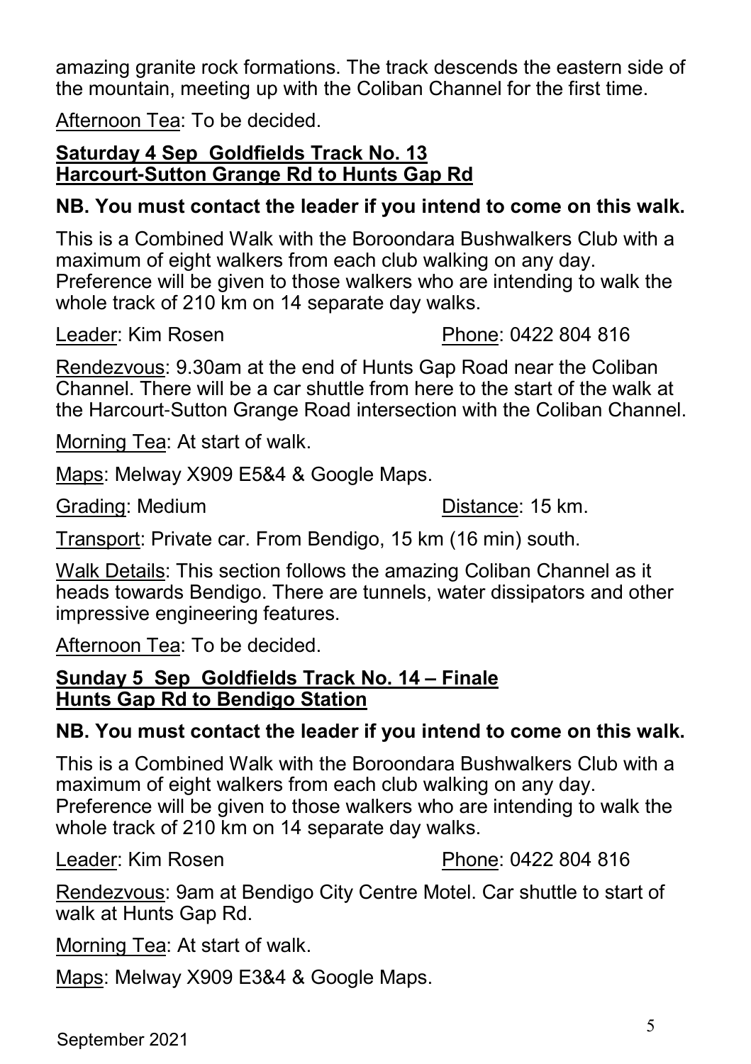amazing granite rock formations. The track descends the eastern side of the mountain, meeting up with the Coliban Channel for the first time.

Afternoon Tea: To be decided.

**Saturday 4 Sep Goldfields Track No. 13**
**Harcourt-Sutton Grange Rd to Hunts Gap Rd**

**NB. You must contact the leader if you intend to come on this walk.**

This is a Combined Walk with the Boroondara Bushwalkers Club with a maximum of eight walkers from each club walking on any day. Preference will be given to those walkers who are intending to walk the whole track of 210 km on 14 separate day walks.

Leader: Kim Rosen  Phone: 0422 804 816

Rendezvous: 9.30am at the end of Hunts Gap Road near the Coliban Channel. There will be a car shuttle from here to the start of the walk at the Harcourt-Sutton Grange Road intersection with the Coliban Channel.

Morning Tea: At start of walk.

Maps: Melway X909 E5&4 & Google Maps.

Grading: Medium  Distance: 15 km.

Transport: Private car. From Bendigo, 15 km (16 min) south.

Walk Details: This section follows the amazing Coliban Channel as it heads towards Bendigo. There are tunnels, water dissipators and other impressive engineering features.

Afternoon Tea: To be decided.

**Sunday 5 Sep Goldfields Track No. 14 – Finale**
**Hunts Gap Rd to Bendigo Station**

**NB. You must contact the leader if you intend to come on this walk.**

This is a Combined Walk with the Boroondara Bushwalkers Club with a maximum of eight walkers from each club walking on any day. Preference will be given to those walkers who are intending to walk the whole track of 210 km on 14 separate day walks.

Leader: Kim Rosen  Phone: 0422 804 816

Rendezvous: 9am at Bendigo City Centre Motel. Car shuttle to start of walk at Hunts Gap Rd.

Morning Tea: At start of walk.

Maps: Melway X909 E3&4 & Google Maps.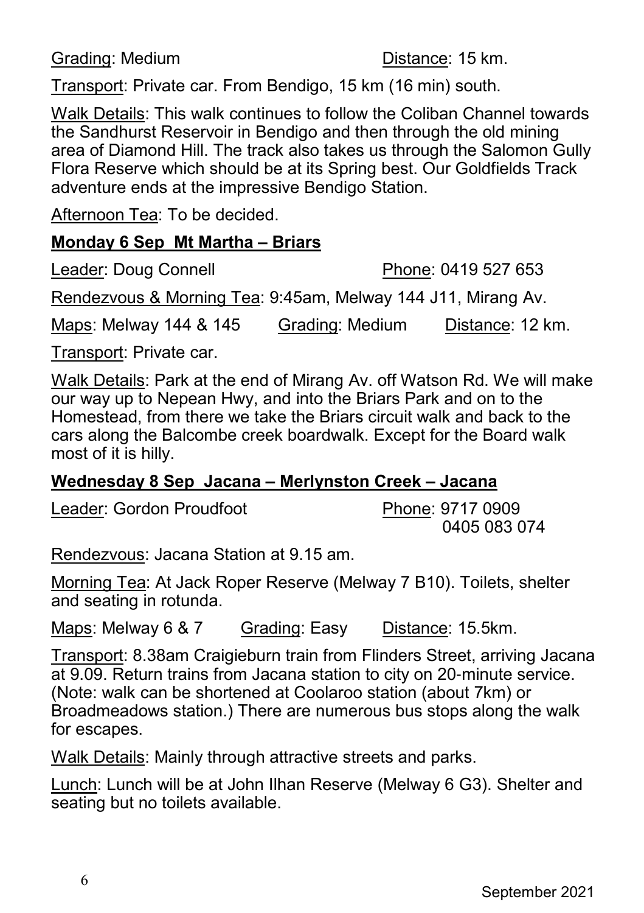Grading: Medium Distance: 15 km.

Transport: Private car. From Bendigo, 15 km (16 min) south.

Walk Details: This walk continues to follow the Coliban Channel towards the Sandhurst Reservoir in Bendigo and then through the old mining area of Diamond Hill. The track also takes us through the Salomon Gully Flora Reserve which should be at its Spring best. Our Goldfields Track adventure ends at the impressive Bendigo Station.

Afternoon Tea: To be decided.

**Monday 6 Sep Mt Martha – Briars**

Leader: Doug Connell Phone: 0419 527 653

Rendezvous & Morning Tea: 9:45am, Melway 144 J11, Mirang Av.

Maps: Melway 144 & 145 Grading: Medium Distance: 12 km.

Transport: Private car.

Walk Details: Park at the end of Mirang Av. off Watson Rd. We will make our way up to Nepean Hwy, and into the Briars Park and on to the Homestead, from there we take the Briars circuit walk and back to the cars along the Balcombe creek boardwalk. Except for the Board walk most of it is hilly.

**Wednesday 8 Sep Jacana – Merlynston Creek – Jacana**

Leader: Gordon Proudfoot Phone: 9717 0909
0405 083 074

Rendezvous: Jacana Station at 9.15 am.

Morning Tea: At Jack Roper Reserve (Melway 7 B10). Toilets, shelter and seating in rotunda.

Maps: Melway 6 & 7 Grading: Easy Distance: 15.5km.

Transport: 8.38am Craigieburn train from Flinders Street, arriving Jacana at 9.09. Return trains from Jacana station to city on 20-minute service. (Note: walk can be shortened at Coolaroo station (about 7km) or Broadmeadows station.) There are numerous bus stops along the walk for escapes.

Walk Details: Mainly through attractive streets and parks.

Lunch: Lunch will be at John Ilhan Reserve (Melway 6 G3). Shelter and seating but no toilets available.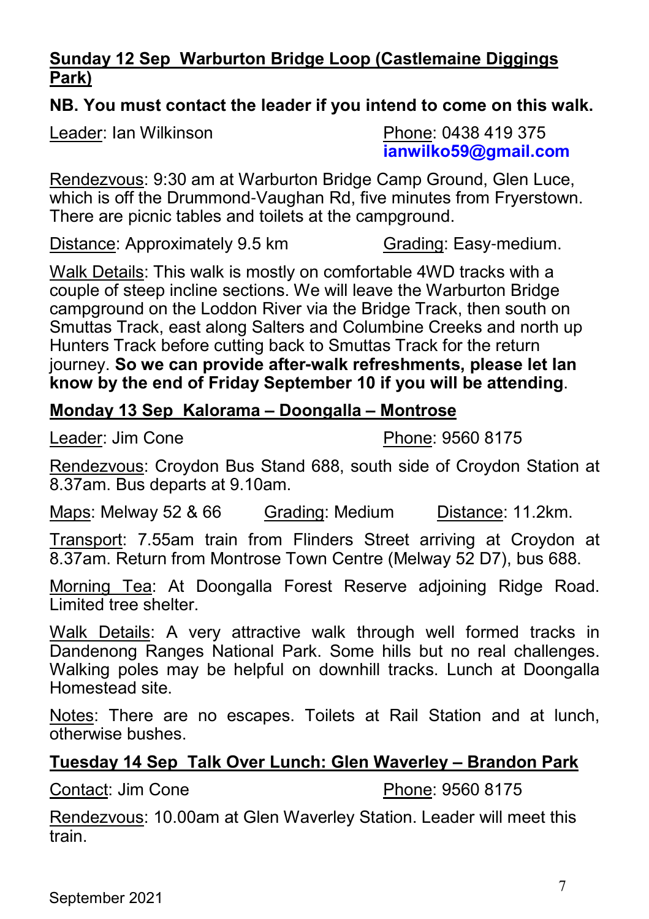### Sunday 12 Sep Warburton Bridge Loop (Castlemaine Diggings Park)

**NB. You must contact the leader if you intend to come on this walk.**

Leader: Ian Wilkinson  
Phone: 0438 419 375  
**ianwilko59@gmail.com**

Rendezvous: 9:30 am at Warburton Bridge Camp Ground, Glen Luce, which is off the Drummond-Vaughan Rd, five minutes from Fryerstown. There are picnic tables and toilets at the campground.

Distance: Approximately 9.5 km  
Grading: Easy-medium.

Walk Details: This walk is mostly on comfortable 4WD tracks with a couple of steep incline sections. We will leave the Warburton Bridge campground on the Loddon River via the Bridge Track, then south on Smuttas Track, east along Salters and Columbine Creeks and north up Hunters Track before cutting back to Smuttas Track for the return journey. **So we can provide after-walk refreshments, please let Ian know by the end of Friday September 10 if you will be attending**.

### Monday 13 Sep Kalorama – Doongalla – Montrose

Leader: Jim Cone  
Phone: 9560 8175

Rendezvous: Croydon Bus Stand 688, south side of Croydon Station at 8.37am. Bus departs at 9.10am.

Maps: Melway 52 & 66  
Grading: Medium  
Distance: 11.2km.

Transport: 7.55am train from Flinders Street arriving at Croydon at 8.37am. Return from Montrose Town Centre (Melway 52 D7), bus 688.

Morning Tea: At Doongalla Forest Reserve adjoining Ridge Road. Limited tree shelter.

Walk Details: A very attractive walk through well formed tracks in Dandenong Ranges National Park. Some hills but no real challenges. Walking poles may be helpful on downhill tracks. Lunch at Doongalla Homestead site.

Notes: There are no escapes. Toilets at Rail Station and at lunch, otherwise bushes.

### Tuesday 14 Sep Talk Over Lunch: Glen Waverley – Brandon Park

Contact: Jim Cone  
Phone: 9560 8175

Rendezvous: 10.00am at Glen Waverley Station. Leader will meet this train.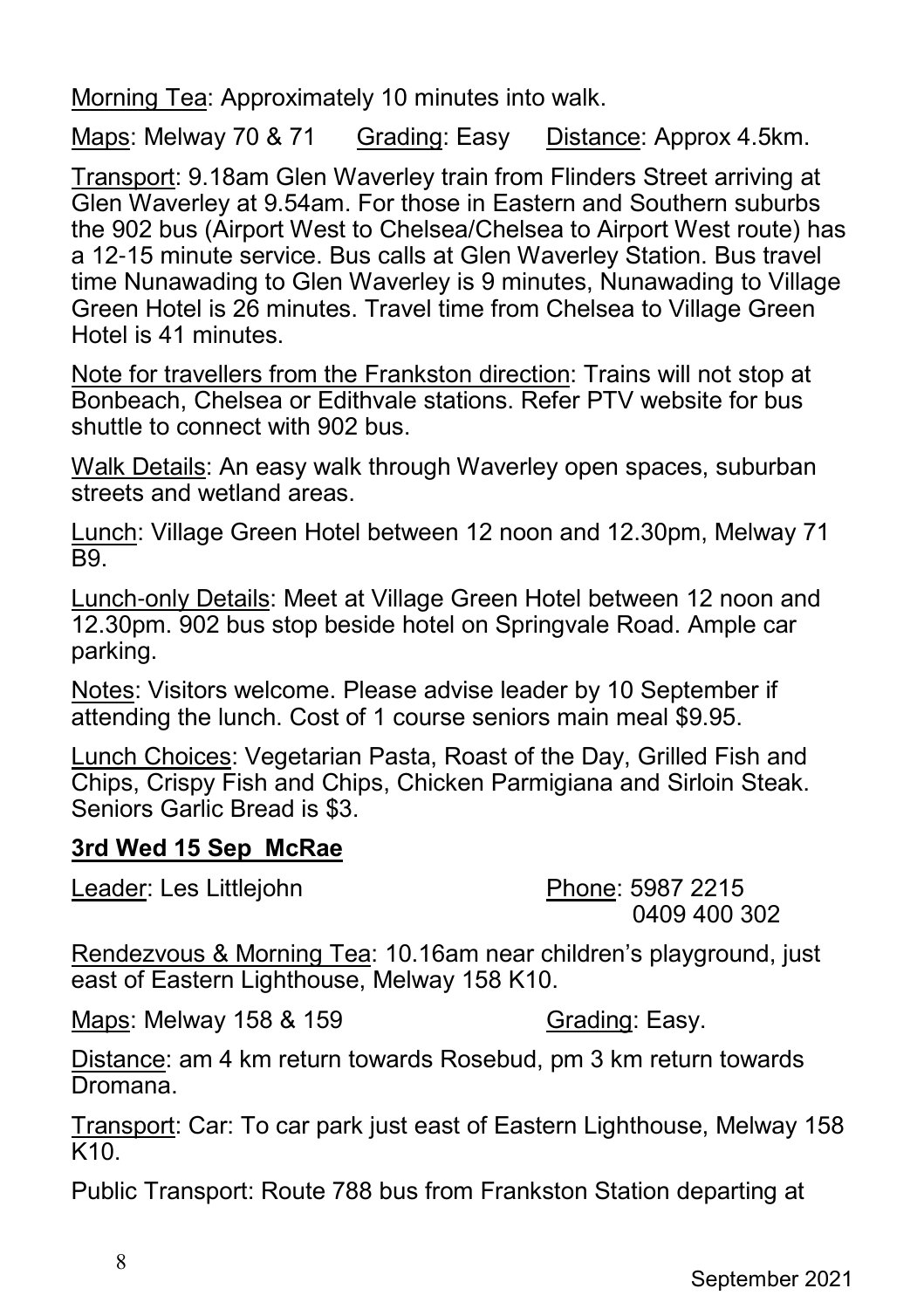Morning Tea: Approximately 10 minutes into walk.

Maps: Melway 70 & 71     Grading: Easy     Distance: Approx 4.5km.

Transport: 9.18am Glen Waverley train from Flinders Street arriving at Glen Waverley at 9.54am. For those in Eastern and Southern suburbs the 902 bus (Airport West to Chelsea/Chelsea to Airport West route) has a 12-15 minute service. Bus calls at Glen Waverley Station. Bus travel time Nunawading to Glen Waverley is 9 minutes, Nunawading to Village Green Hotel is 26 minutes. Travel time from Chelsea to Village Green Hotel is 41 minutes.

Note for travellers from the Frankston direction: Trains will not stop at Bonbeach, Chelsea or Edithvale stations. Refer PTV website for bus shuttle to connect with 902 bus.

Walk Details: An easy walk through Waverley open spaces, suburban streets and wetland areas.

Lunch: Village Green Hotel between 12 noon and 12.30pm, Melway 71 B9.

Lunch-only Details: Meet at Village Green Hotel between 12 noon and 12.30pm. 902 bus stop beside hotel on Springvale Road. Ample car parking.

Notes: Visitors welcome. Please advise leader by 10 September if attending the lunch. Cost of 1 course seniors main meal $9.95.

Lunch Choices: Vegetarian Pasta, Roast of the Day, Grilled Fish and Chips, Crispy Fish and Chips, Chicken Parmigiana and Sirloin Steak. Seniors Garlic Bread is $3.

## 3rd Wed 15 Sep McRae

Leader: Les Littlejohn     Phone: 5987 2215  
0409 400 302

Rendezvous & Morning Tea: 10.16am near children's playground, just east of Eastern Lighthouse, Melway 158 K10.

Maps: Melway 158 & 159     Grading: Easy.

Distance: am 4 km return towards Rosebud, pm 3 km return towards Dromana.

Transport: Car: To car park just east of Eastern Lighthouse, Melway 158 K10.

Public Transport: Route 788 bus from Frankston Station departing at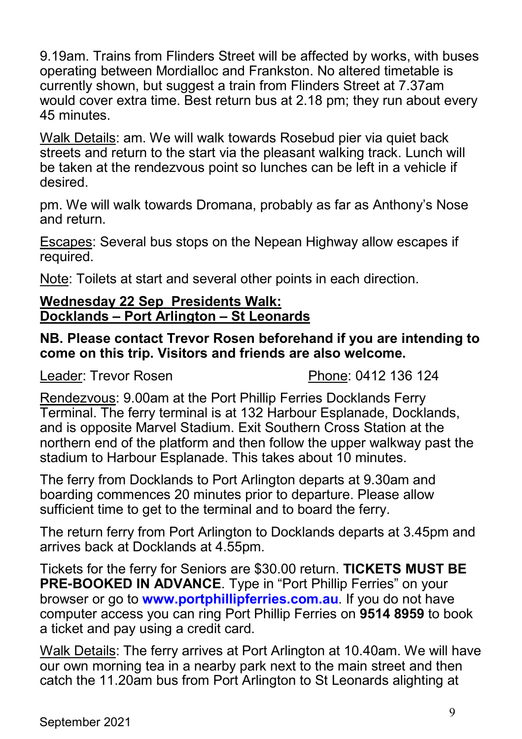9.19am. Trains from Flinders Street will be affected by works, with buses operating between Mordialloc and Frankston. No altered timetable is currently shown, but suggest a train from Flinders Street at 7.37am would cover extra time. Best return bus at 2.18 pm; they run about every 45 minutes.

Walk Details: am. We will walk towards Rosebud pier via quiet back streets and return to the start via the pleasant walking track. Lunch will be taken at the rendezvous point so lunches can be left in a vehicle if desired.

pm. We will walk towards Dromana, probably as far as Anthony's Nose and return.

Escapes: Several bus stops on the Nepean Highway allow escapes if required.

Note: Toilets at start and several other points in each direction.

**Wednesday 22 Sep Presidents Walk:**
**Docklands – Port Arlington – St Leonards**

**NB. Please contact Trevor Rosen beforehand if you are intending to come on this trip. Visitors and friends are also welcome.**

Leader: Trevor Rosen　　　　　Phone: 0412 136 124

Rendezvous: 9.00am at the Port Phillip Ferries Docklands Ferry Terminal. The ferry terminal is at 132 Harbour Esplanade, Docklands, and is opposite Marvel Stadium. Exit Southern Cross Station at the northern end of the platform and then follow the upper walkway past the stadium to Harbour Esplanade. This takes about 10 minutes.

The ferry from Docklands to Port Arlington departs at 9.30am and boarding commences 20 minutes prior to departure. Please allow sufficient time to get to the terminal and to board the ferry.

The return ferry from Port Arlington to Docklands departs at 3.45pm and arrives back at Docklands at 4.55pm.

Tickets for the ferry for Seniors are $30.00 return. **TICKETS MUST BE PRE-BOOKED IN ADVANCE**. Type in "Port Phillip Ferries" on your browser or go to **www.portphillipferries.com.au**. If you do not have computer access you can ring Port Phillip Ferries on **9514 8959** to book a ticket and pay using a credit card.

Walk Details: The ferry arrives at Port Arlington at 10.40am. We will have our own morning tea in a nearby park next to the main street and then catch the 11.20am bus from Port Arlington to St Leonards alighting at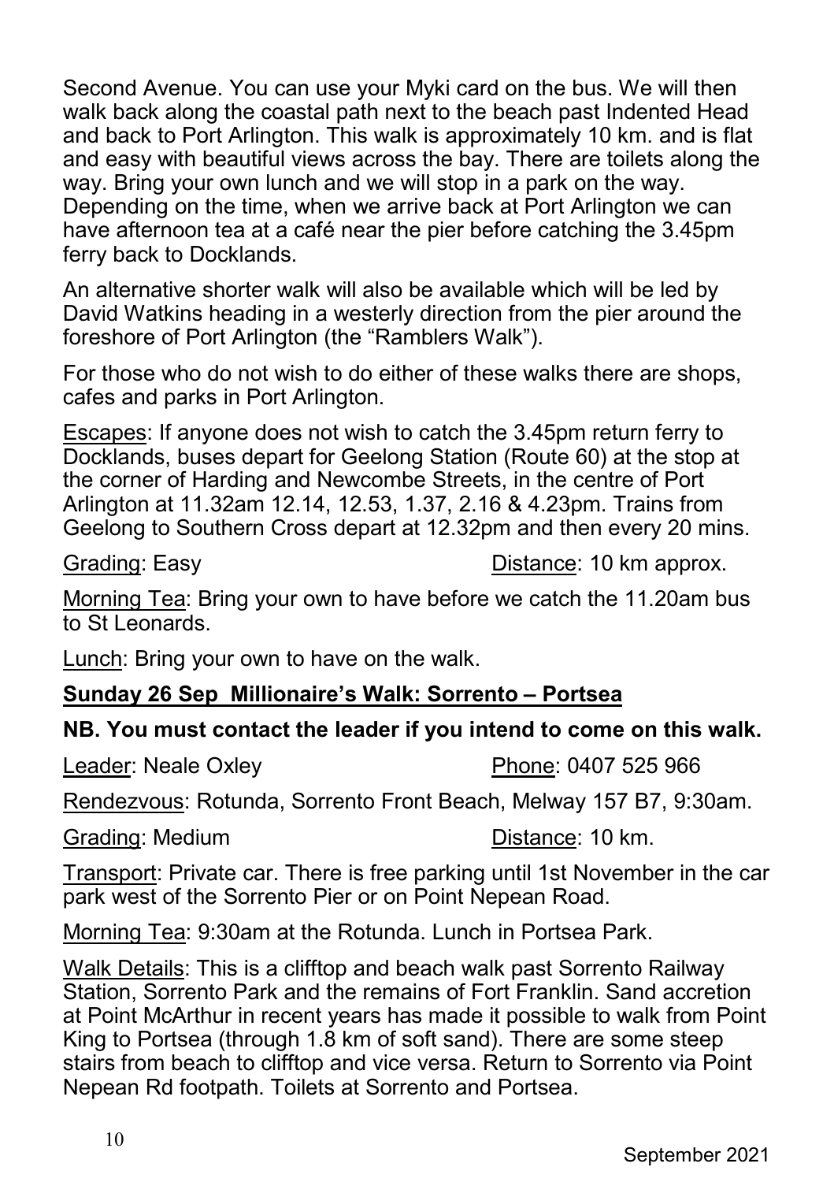Second Avenue. You can use your Myki card on the bus. We will then walk back along the coastal path next to the beach past Indented Head and back to Port Arlington. This walk is approximately 10 km. and is flat and easy with beautiful views across the bay. There are toilets along the way. Bring your own lunch and we will stop in a park on the way. Depending on the time, when we arrive back at Port Arlington we can have afternoon tea at a café near the pier before catching the 3.45pm ferry back to Docklands.

An alternative shorter walk will also be available which will be led by David Watkins heading in a westerly direction from the pier around the foreshore of Port Arlington (the "Ramblers Walk").

For those who do not wish to do either of these walks there are shops, cafes and parks in Port Arlington.

Escapes: If anyone does not wish to catch the 3.45pm return ferry to Docklands, buses depart for Geelong Station (Route 60) at the stop at the corner of Harding and Newcombe Streets, in the centre of Port Arlington at 11.32am 12.14, 12.53, 1.37, 2.16 & 4.23pm. Trains from Geelong to Southern Cross depart at 12.32pm and then every 20 mins.

Grading: Easy  Distance: 10 km approx.

Morning Tea: Bring your own to have before we catch the 11.20am bus to St Leonards.

Lunch: Bring your own to have on the walk.

**Sunday 26 Sep Millionaire's Walk: Sorrento – Portsea**

**NB. You must contact the leader if you intend to come on this walk.**

Leader: Neale Oxley  Phone: 0407 525 966

Rendezvous: Rotunda, Sorrento Front Beach, Melway 157 B7, 9:30am.

Grading: Medium  Distance: 10 km.

Transport: Private car. There is free parking until 1st November in the car park west of the Sorrento Pier or on Point Nepean Road.

Morning Tea: 9:30am at the Rotunda. Lunch in Portsea Park.

Walk Details: This is a clifftop and beach walk past Sorrento Railway Station, Sorrento Park and the remains of Fort Franklin. Sand accretion at Point McArthur in recent years has made it possible to walk from Point King to Portsea (through 1.8 km of soft sand). There are some steep stairs from beach to clifftop and vice versa. Return to Sorrento via Point Nepean Rd footpath. Toilets at Sorrento and Portsea.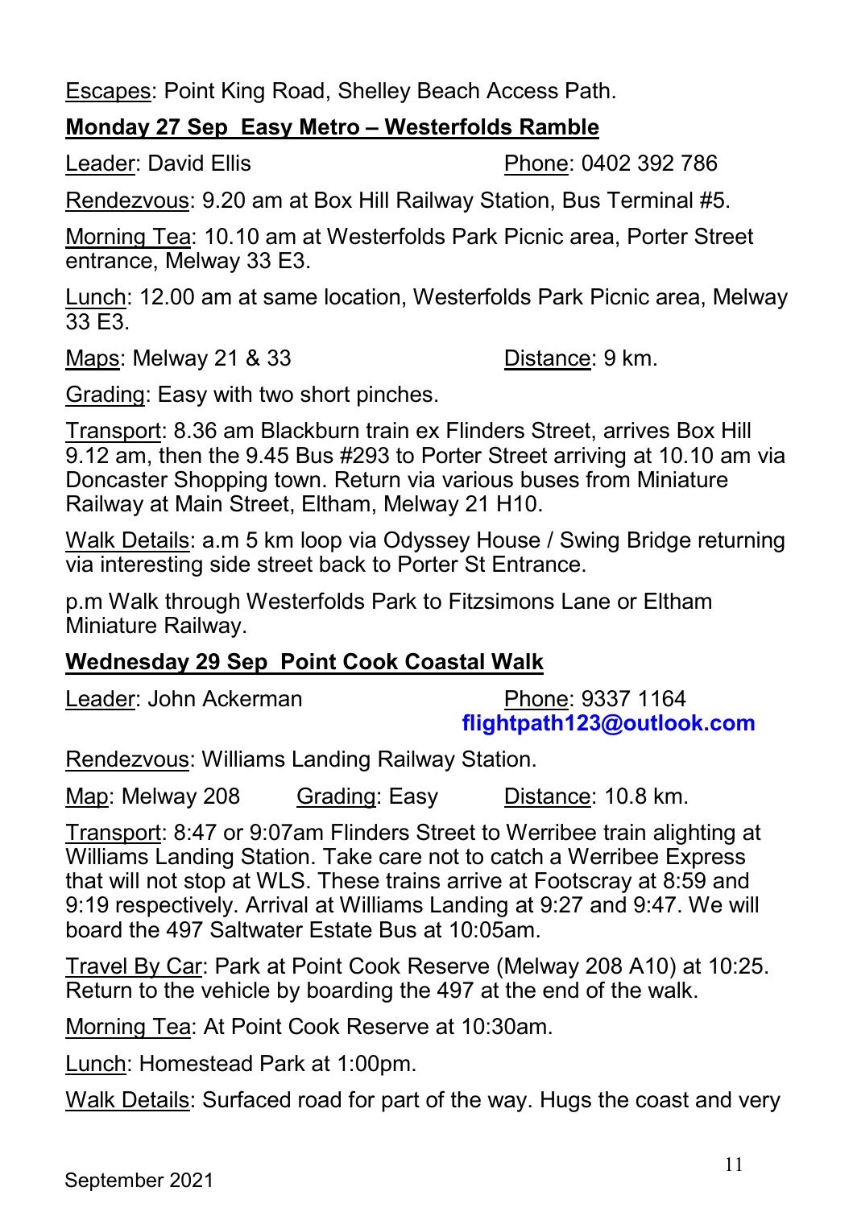Escapes: Point King Road, Shelley Beach Access Path.

**Monday 27 Sep  Easy Metro – Westerfolds Ramble**

Leader: David Ellis  Phone: 0402 392 786

Rendezvous: 9.20 am at Box Hill Railway Station, Bus Terminal #5.

Morning Tea: 10.10 am at Westerfolds Park Picnic area, Porter Street entrance, Melway 33 E3.

Lunch: 12.00 am at same location, Westerfolds Park Picnic area, Melway 33 E3.

Maps: Melway 21 & 33  Distance: 9 km.

Grading: Easy with two short pinches.

Transport: 8.36 am Blackburn train ex Flinders Street, arrives Box Hill 9.12 am, then the 9.45 Bus #293 to Porter Street arriving at 10.10 am via Doncaster Shopping town. Return via various buses from Miniature Railway at Main Street, Eltham, Melway 21 H10.

Walk Details: a.m 5 km loop via Odyssey House / Swing Bridge returning via interesting side street back to Porter St Entrance.

p.m Walk through Westerfolds Park to Fitzsimons Lane or Eltham Miniature Railway.

**Wednesday 29 Sep  Point Cook Coastal Walk**

Leader: John Ackerman  Phone: 9337 1164
**flightpath123@outlook.com**

Rendezvous: Williams Landing Railway Station.

Map: Melway 208  Grading: Easy  Distance: 10.8 km.

Transport: 8:47 or 9:07am Flinders Street to Werribee train alighting at Williams Landing Station. Take care not to catch a Werribee Express that will not stop at WLS. These trains arrive at Footscray at 8:59 and 9:19 respectively. Arrival at Williams Landing at 9:27 and 9:47. We will board the 497 Saltwater Estate Bus at 10:05am.

Travel By Car: Park at Point Cook Reserve (Melway 208 A10) at 10:25. Return to the vehicle by boarding the 497 at the end of the walk.

Morning Tea: At Point Cook Reserve at 10:30am.

Lunch: Homestead Park at 1:00pm.

Walk Details: Surfaced road for part of the way. Hugs the coast and very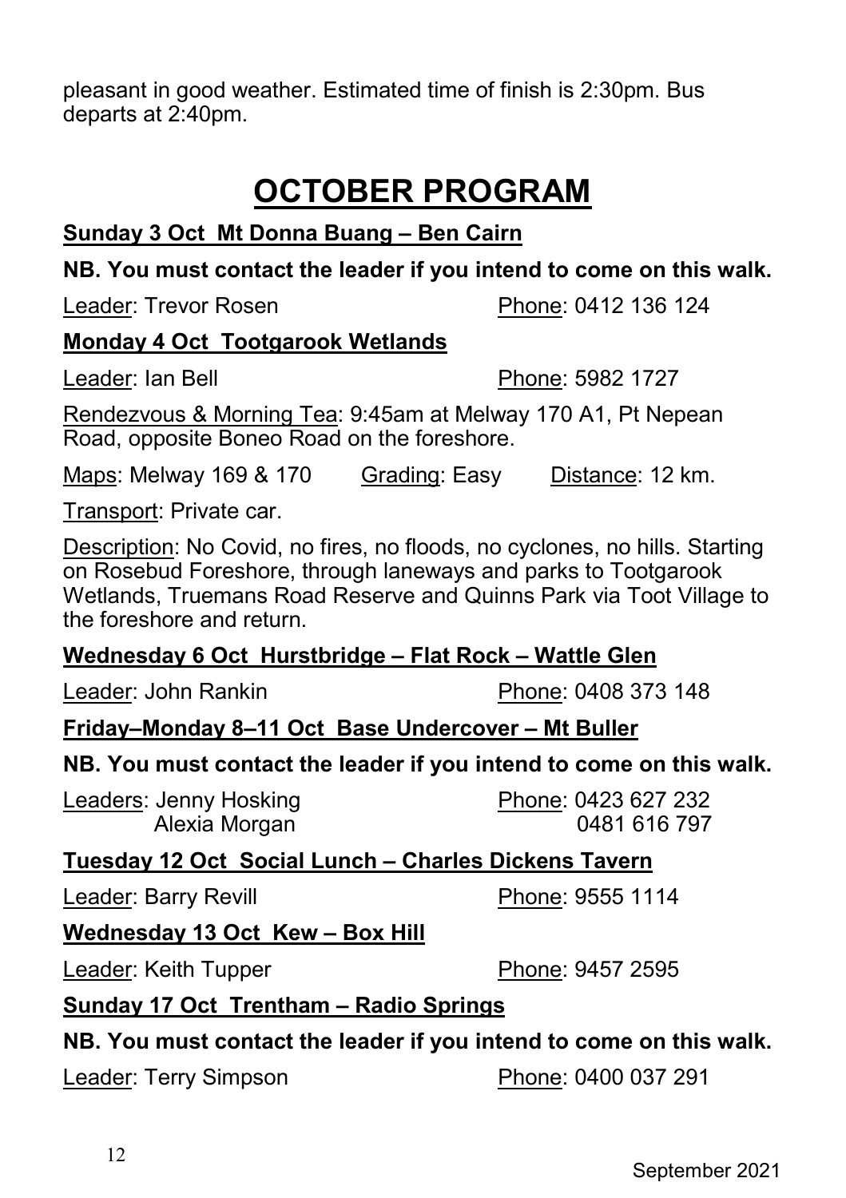pleasant in good weather. Estimated time of finish is 2:30pm. Bus departs at 2:40pm.

# OCTOBER PROGRAM

**Sunday 3 Oct Mt Donna Buang – Ben Cairn**

**NB. You must contact the leader if you intend to come on this walk.**

Leader: Trevor Rosen Phone: 0412 136 124

**Monday 4 Oct Tootgarook Wetlands**

Leader: Ian Bell Phone: 5982 1727

Rendezvous & Morning Tea: 9:45am at Melway 170 A1, Pt Nepean Road, opposite Boneo Road on the foreshore.

Maps: Melway 169 & 170 Grading: Easy Distance: 12 km.

Transport: Private car.

Description: No Covid, no fires, no floods, no cyclones, no hills. Starting on Rosebud Foreshore, through laneways and parks to Tootgarook Wetlands, Truemans Road Reserve and Quinns Park via Toot Village to the foreshore and return.

**Wednesday 6 Oct Hurstbridge – Flat Rock – Wattle Glen**

Leader: John Rankin Phone: 0408 373 148

**Friday–Monday 8–11 Oct Base Undercover – Mt Buller**

**NB. You must contact the leader if you intend to come on this walk.**

Leaders: Jenny Hosking Phone: 0423 627 232
Alexia Morgan 0481 616 797

**Tuesday 12 Oct Social Lunch – Charles Dickens Tavern**

Leader: Barry Revill Phone: 9555 1114

**Wednesday 13 Oct Kew – Box Hill**

Leader: Keith Tupper Phone: 9457 2595

**Sunday 17 Oct Trentham – Radio Springs**

**NB. You must contact the leader if you intend to come on this walk.**

Leader: Terry Simpson Phone: 0400 037 291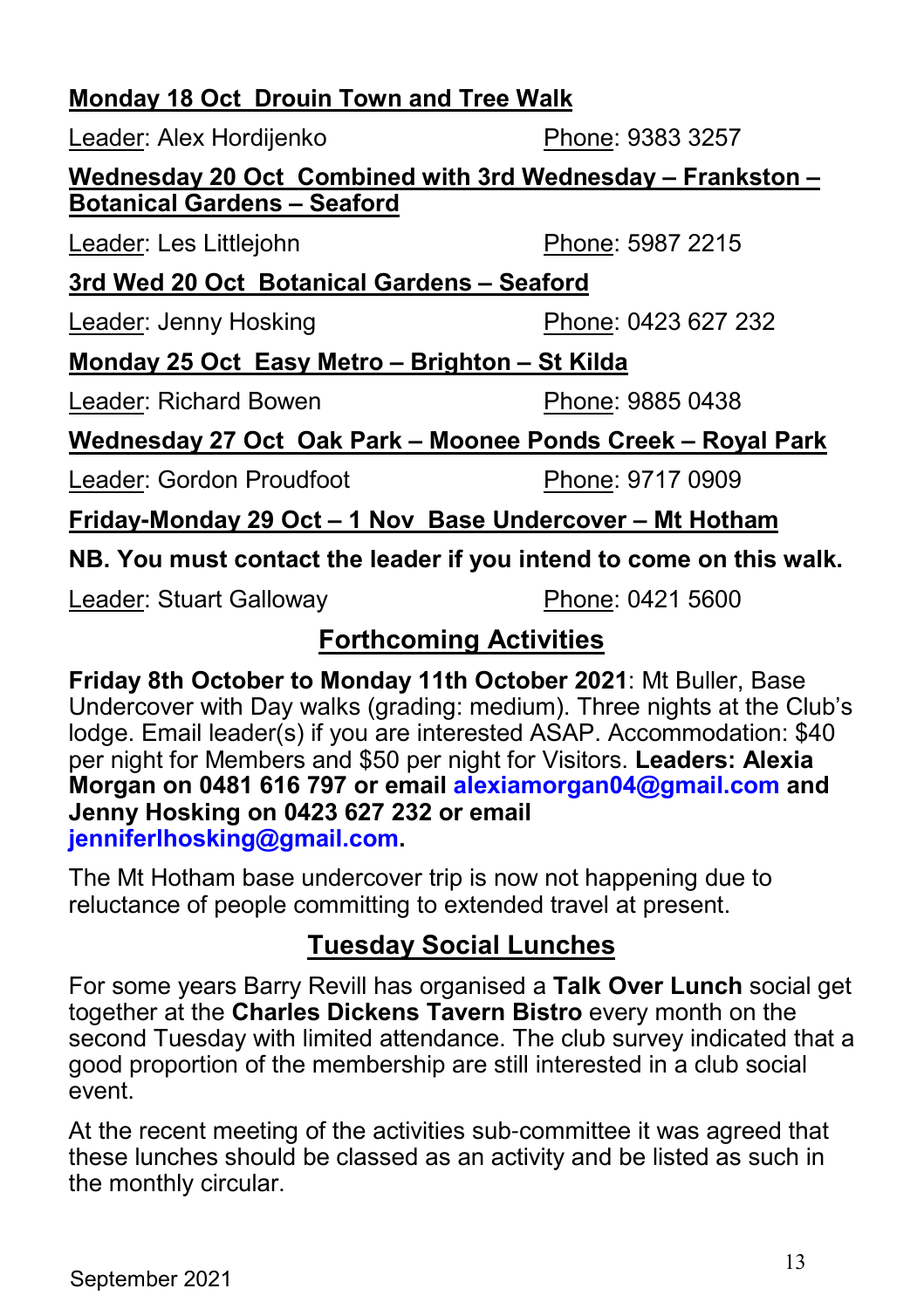**Monday 18 Oct  Drouin Town and Tree Walk**

Leader: Alex Hordijenko                    Phone: 9383 3257

**Wednesday 20 Oct  Combined with 3rd Wednesday – Frankston – Botanical Gardens – Seaford**

Leader: Les Littlejohn                    Phone: 5987 2215

**3rd Wed 20 Oct  Botanical Gardens – Seaford**

Leader: Jenny Hosking                    Phone: 0423 627 232

**Monday 25 Oct  Easy Metro – Brighton – St Kilda**

Leader: Richard Bowen                    Phone: 9885 0438

**Wednesday 27 Oct  Oak Park – Moonee Ponds Creek – Royal Park**

Leader: Gordon Proudfoot                    Phone: 9717 0909

**Friday-Monday 29 Oct – 1 Nov  Base Undercover – Mt Hotham**

**NB. You must contact the leader if you intend to come on this walk.**

Leader: Stuart Galloway                    Phone: 0421 5600

## Forthcoming Activities

**Friday 8th October to Monday 11th October 2021**: Mt Buller, Base Undercover with Day walks (grading: medium). Three nights at the Club's lodge. Email leader(s) if you are interested ASAP. Accommodation: $40 per night for Members and $50 per night for Visitors. **Leaders: Alexia Morgan on 0481 616 797 or email alexiamorgan04@gmail.com and Jenny Hosking on 0423 627 232 or email jenniferlhosking@gmail.com.**

The Mt Hotham base undercover trip is now not happening due to reluctance of people committing to extended travel at present.

## Tuesday Social Lunches

For some years Barry Revill has organised a **Talk Over Lunch** social get together at the **Charles Dickens Tavern Bistro** every month on the second Tuesday with limited attendance. The club survey indicated that a good proportion of the membership are still interested in a club social event.

At the recent meeting of the activities sub-committee it was agreed that these lunches should be classed as an activity and be listed as such in the monthly circular.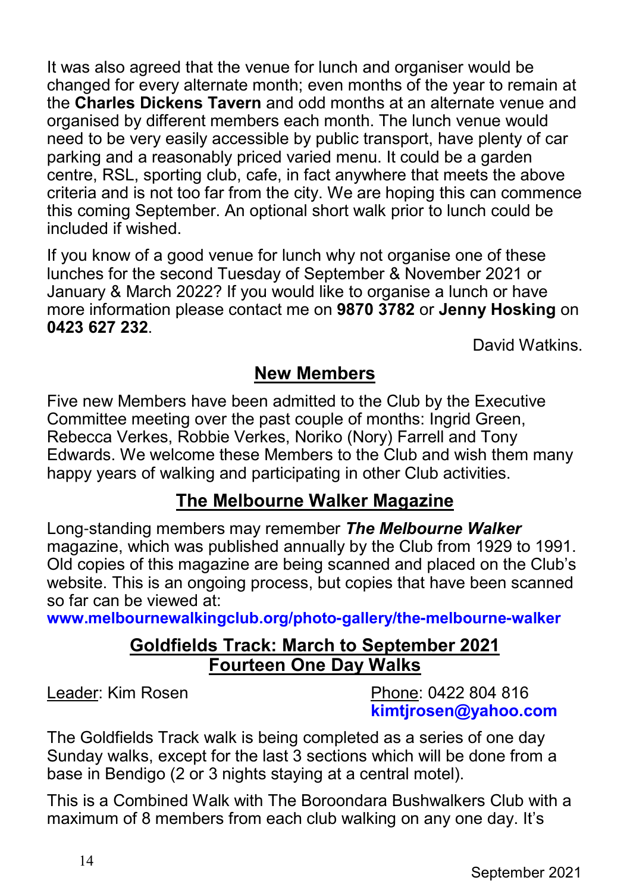It was also agreed that the venue for lunch and organiser would be changed for every alternate month; even months of the year to remain at the **Charles Dickens Tavern** and odd months at an alternate venue and organised by different members each month. The lunch venue would need to be very easily accessible by public transport, have plenty of car parking and a reasonably priced varied menu. It could be a garden centre, RSL, sporting club, cafe, in fact anywhere that meets the above criteria and is not too far from the city. We are hoping this can commence this coming September. An optional short walk prior to lunch could be included if wished.

If you know of a good venue for lunch why not organise one of these lunches for the second Tuesday of September & November 2021 or January & March 2022? If you would like to organise a lunch or have more information please contact me on **9870 3782** or **Jenny Hosking** on **0423 627 232**.

David Watkins.

## New Members

Five new Members have been admitted to the Club by the Executive Committee meeting over the past couple of months: Ingrid Green, Rebecca Verkes, Robbie Verkes, Noriko (Nory) Farrell and Tony Edwards. We welcome these Members to the Club and wish them many happy years of walking and participating in other Club activities.

## The Melbourne Walker Magazine

Long-standing members may remember ***The Melbourne Walker*** magazine, which was published annually by the Club from 1929 to 1991. Old copies of this magazine are being scanned and placed on the Club's website. This is an ongoing process, but copies that have been scanned so far can be viewed at:

**www.melbournewalkingclub.org/photo-gallery/the-melbourne-walker**

## Goldfields Track: March to September 2021
## Fourteen One Day Walks

Leader: Kim Rosen

Phone: 0422 804 816
**kimtjrosen@yahoo.com**

The Goldfields Track walk is being completed as a series of one day Sunday walks, except for the last 3 sections which will be done from a base in Bendigo (2 or 3 nights staying at a central motel).

This is a Combined Walk with The Boroondara Bushwalkers Club with a maximum of 8 members from each club walking on any one day. It's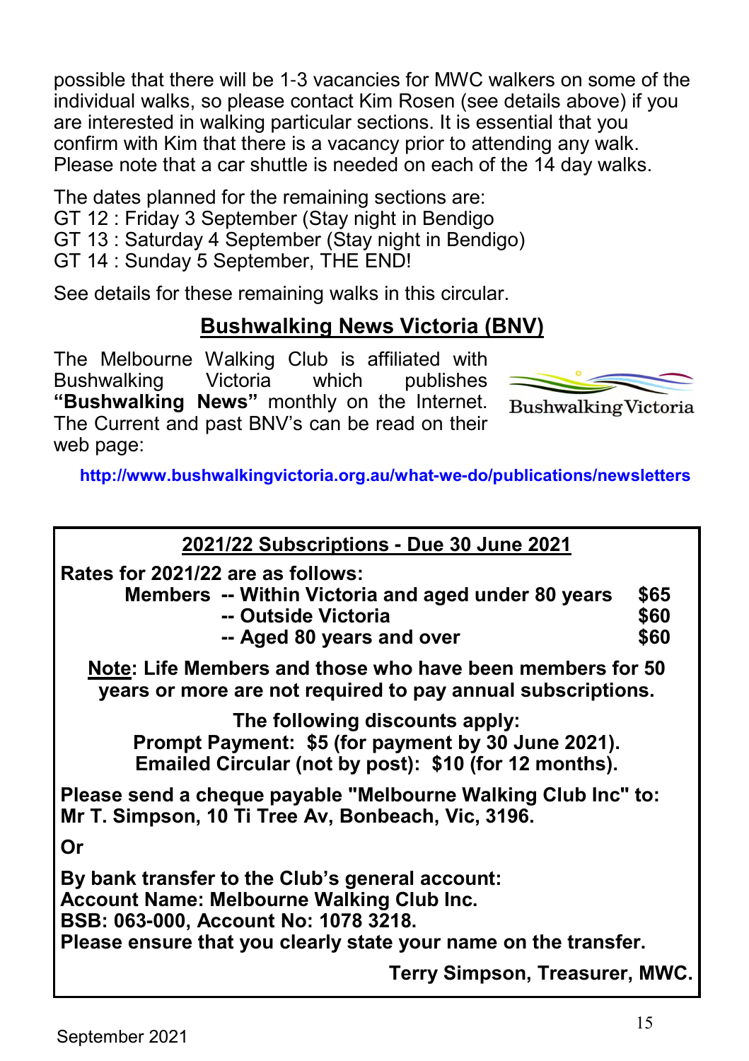possible that there will be 1-3 vacancies for MWC walkers on some of the individual walks, so please contact Kim Rosen (see details above) if you are interested in walking particular sections. It is essential that you confirm with Kim that there is a vacancy prior to attending any walk. Please note that a car shuttle is needed on each of the 14 day walks.

The dates planned for the remaining sections are:
GT 12 : Friday 3 September (Stay night in Bendigo
GT 13 : Saturday 4 September (Stay night in Bendigo)
GT 14 : Sunday 5 September, THE END!

See details for these remaining walks in this circular.

## Bushwalking News Victoria (BNV)

The Melbourne Walking Club is affiliated with Bushwalking Victoria which publishes **"Bushwalking News"** monthly on the Internet. The Current and past BNV's can be read on their web page:

**http://www.bushwalkingvictoria.org.au/what-we-do/publications/newsletters**

---

## 2021/22 Subscriptions - Due 30 June 2021

**Rates for 2021/22 are as follows:**

| | | |
|---|---|---|
| **Members** | **-- Within Victoria and aged under 80 years** | **$65** |
| | **-- Outside Victoria** | **$60** |
| | **-- Aged 80 years and over** | **$60** |

**Note: Life Members and those who have been members for 50 years or more are not required to pay annual subscriptions.**

**The following discounts apply:**
**Prompt Payment: $5 (for payment by 30 June 2021).**
**Emailed Circular (not by post): $10 (for 12 months).**

**Please send a cheque payable "Melbourne Walking Club Inc" to:**
**Mr T. Simpson, 10 Ti Tree Av, Bonbeach, Vic, 3196.**

**Or**

**By bank transfer to the Club's general account:**
**Account Name: Melbourne Walking Club Inc.**
**BSB: 063-000, Account No: 1078 3218.**
**Please ensure that you clearly state your name on the transfer.**

**Terry Simpson, Treasurer, MWC.**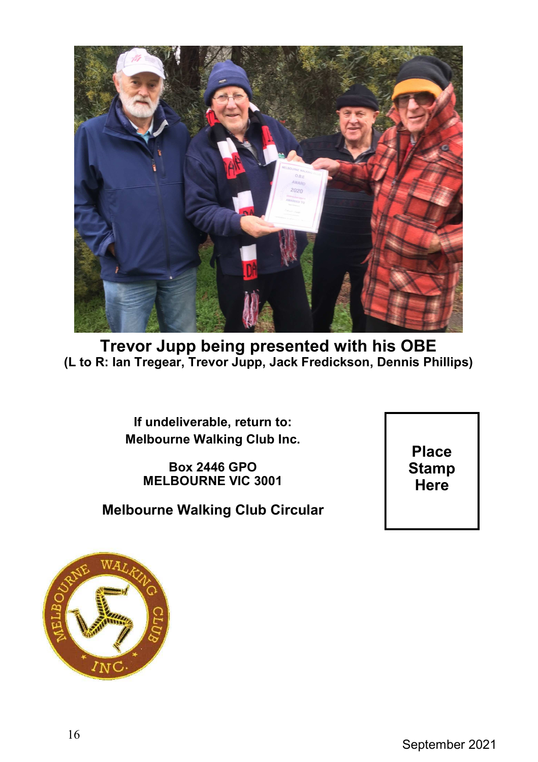**Trevor Jupp being presented with his OBE**
**(L to R: Ian Tregear, Trevor Jupp, Jack Fredickson, Dennis Phillips)**

**If undeliverable, return to:**
**Melbourne Walking Club Inc.**

**Box 2446 GPO**
**MELBOURNE VIC 3001**

**Melbourne Walking Club Circular**

**Place Stamp Here**

September 2021